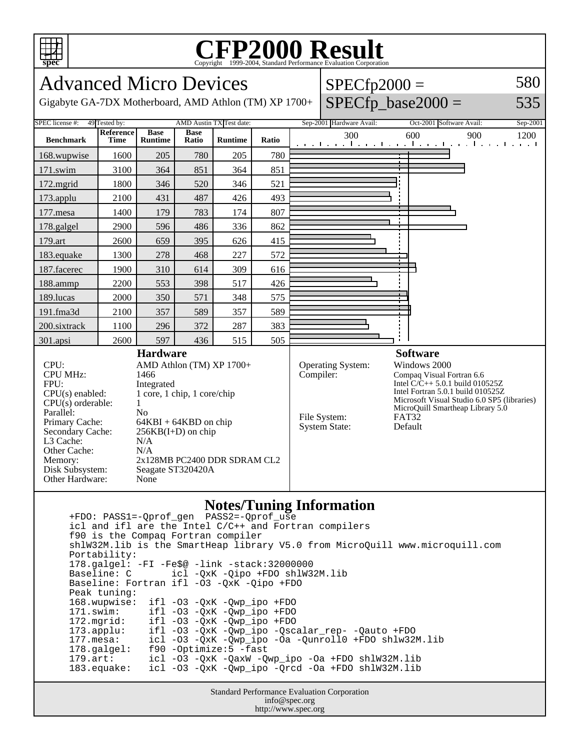# CFP2000 Result

Copyright 1999-2004, Standard Performance Evaluation Corporation

## Advanced Micro Devices

Gigabyte GA-7DX Motherboard, AMD Athlon (TM) XP 1700+

SPECfp2000 = 580

SPECfp_base2000 = 535

| SPEC license #: | 49 | Tested by: | AMD Austin TX | Test date: | Sep-2001 | Hardware Avail: | Oct-2001 | Software Avail: | Sep-2001 |
|---|---|---|---|---|---|---|---|---|---|

| Benchmark | Reference Time | Base Runtime | Base Ratio | Runtime | Ratio |
|---|---|---|---|---|---|
| 168.wupwise | 1600 | 205 | 780 | 205 | 780 |
| 171.swim | 3100 | 364 | 851 | 364 | 851 |
| 172.mgrid | 1800 | 346 | 520 | 346 | 521 |
| 173.applu | 2100 | 431 | 487 | 426 | 493 |
| 177.mesa | 1400 | 179 | 783 | 174 | 807 |
| 178.galgel | 2900 | 596 | 486 | 336 | 862 |
| 179.art | 2600 | 659 | 395 | 626 | 415 |
| 183.equake | 1300 | 278 | 468 | 227 | 572 |
| 187.facerec | 1900 | 310 | 614 | 309 | 616 |
| 188.ammp | 2200 | 553 | 398 | 517 | 426 |
| 189.lucas | 2000 | 350 | 571 | 348 | 575 |
| 191.fma3d | 2100 | 357 | 589 | 357 | 589 |
| 200.sixtrack | 1100 | 296 | 372 | 287 | 383 |
| 301.apsi | 2600 | 597 | 436 | 515 | 505 |

300 600 900 1200

### Hardware

| | |
|---|---|
| CPU: | AMD Athlon (TM) XP 1700+ |
| CPU MHz: | 1466 |
| FPU: | Integrated |
| CPU(s) enabled: | 1 core, 1 chip, 1 core/chip |
| CPU(s) orderable: | 1 |
| Parallel: | No |
| Primary Cache: | 64KBI + 64KBD on chip |
| Secondary Cache: | 256KB(I+D) on chip |
| L3 Cache: | N/A |
| Other Cache: | N/A |
| Memory: | 2x128MB PC2400 DDR SDRAM CL2 |
| Disk Subsystem: | Seagate ST320420A |
| Other Hardware: | None |

### Software

| | |
|---|---|
| Operating System: | Windows 2000 |
| Compiler: | Compaq Visual Fortran 6.6<br>Intel C/C++ 5.0.1 build 010525Z<br>Intel Fortran 5.0.1 build 010525Z<br>Microsoft Visual Studio 6.0 SP5 (libraries)<br>MicroQuill Smartheap Library 5.0 |
| File System: | FAT32 |
| System State: | Default |

### Notes/Tuning Information

```
+FDO: PASS1=-Qprof_gen  PASS2=-Qprof_use
icl and ifl are the Intel C/C++ and Fortran compilers
f90 is the Compaq Fortran compiler
shlW32M.lib is the SmartHeap library V5.0 from MicroQuill www.microquill.com
Portability:
178.galgel: -FI -Fe$@ -link -stack:32000000
Baseline: C       icl -QxK -Qipo +FDO shlW32M.lib
Baseline: Fortran ifl -O3 -QxK -Qipo +FDO
Peak tuning:
168.wupwise:  ifl -O3 -QxK -Qwp_ipo +FDO
171.swim:     ifl -O3 -QxK -Qwp_ipo +FDO
172.mgrid:    ifl -O3 -QxK -Qwp_ipo +FDO
173.applu:    ifl -O3 -QxK -Qwp_ipo -Qscalar_rep- -Qauto +FDO
177.mesa:     icl -O3 -QxK -Qwp_ipo -Oa -Qunroll0 +FDO shlw32M.lib
178.galgel:   f90 -Optimize:5 -fast
179.art:      icl -O3 -QxK -QaxW -Qwp_ipo -Oa +FDO shlW32M.lib
183.equake:   icl -O3 -QxK -Qwp_ipo -Qrcd -Oa +FDO shlW32M.lib
```

Standard Performance Evaluation Corporation
info@spec.org
http://www.spec.org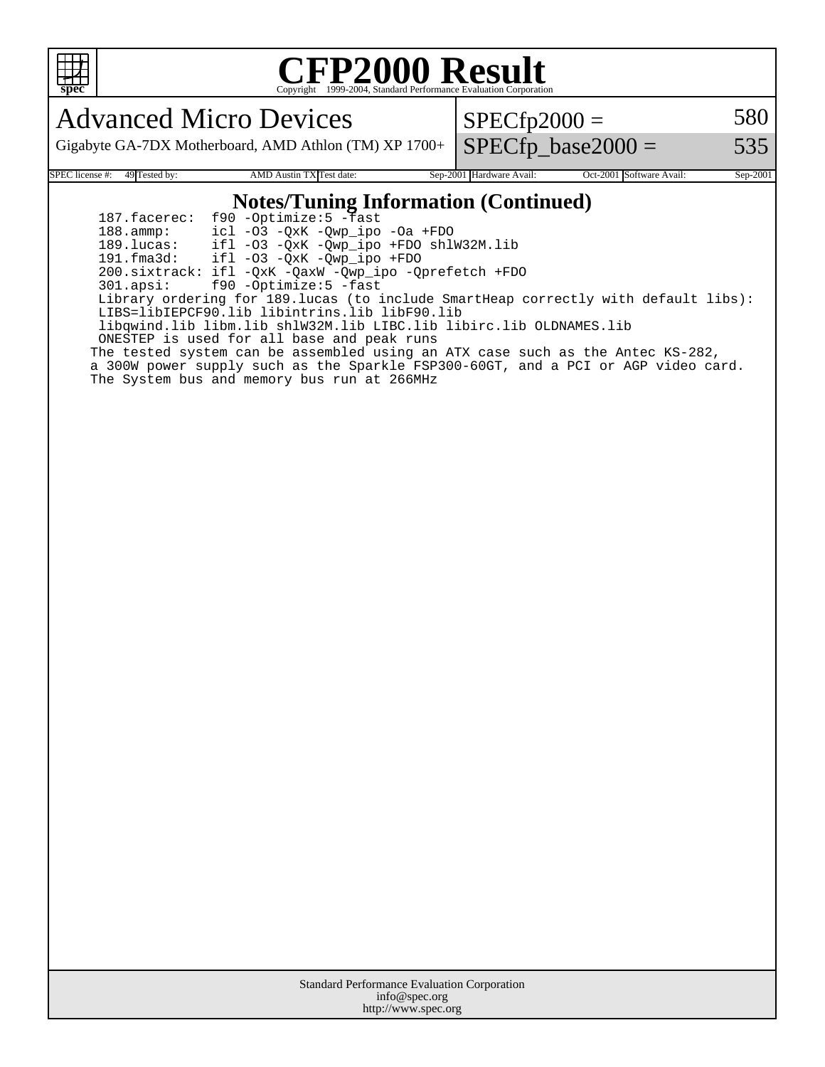# CFP2000 Result

Copyright 1999-2004, Standard Performance Evaluation Corporation

## Advanced Micro Devices

Gigabyte GA-7DX Motherboard, AMD Athlon (TM) XP 1700+

SPECfp2000 = 580

SPECfp_base2000 = 535

| SPEC license #: | 49 | Tested by: | AMD Austin TX | Test date: | Sep-2001 | Hardware Avail: | Oct-2001 | Software Avail: | Sep-2001 |
|---|---|---|---|---|---|---|---|---|---|

### Notes/Tuning Information (Continued)

```
  187.facerec:  f90 -Optimize:5 -fast
  188.ammp:     icl -O3 -QxK -Qwp_ipo -Oa +FDO
  189.lucas:    ifl -O3 -QxK -Qwp_ipo +FDO shlW32M.lib
  191.fma3d:    ifl -O3 -QxK -Qwp_ipo +FDO
  200.sixtrack: ifl -QxK -QaxW -Qwp_ipo -Qprefetch +FDO
  301.apsi:     f90 -Optimize:5 -fast
  Library ordering for 189.lucas (to include SmartHeap correctly with default libs):
  LIBS=libIEPCF90.lib libintrins.lib libF90.lib
  libqwind.lib libm.lib shlW32M.lib LIBC.lib libirc.lib OLDNAMES.lib
  ONESTEP is used for all base and peak runs
The tested system can be assembled using an ATX case such as the Antec KS-282,
a 300W power supply such as the Sparkle FSP300-60GT, and a PCI or AGP video card.
The System bus and memory bus run at 266MHz
```

Standard Performance Evaluation Corporation
info@spec.org
http://www.spec.org